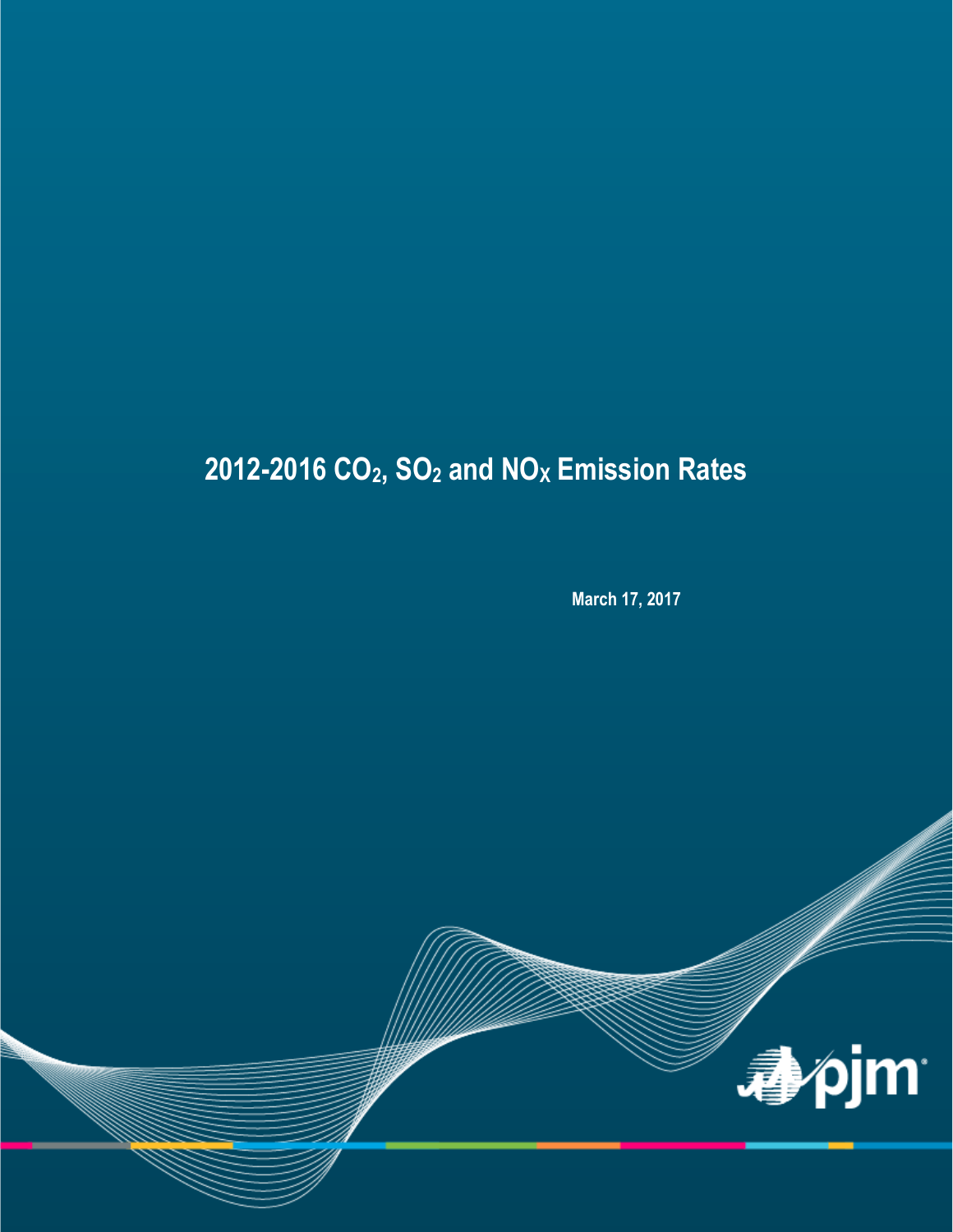# 2012-2016 $CO_2$, $SO_2$ and $NO_X$ Emission Rates

**March 17, 2017**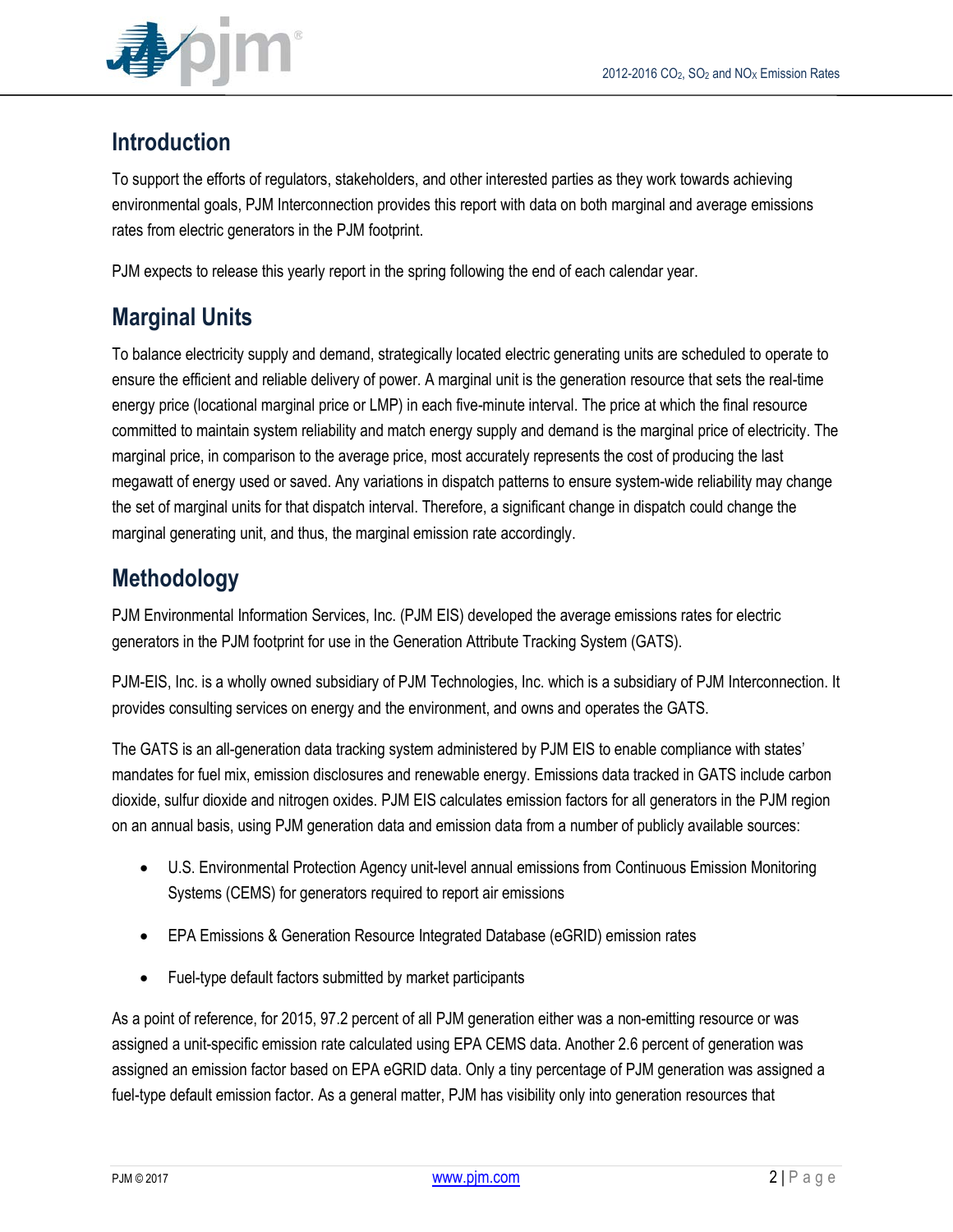## Introduction

To support the efforts of regulators, stakeholders, and other interested parties as they work towards achieving environmental goals, PJM Interconnection provides this report with data on both marginal and average emissions rates from electric generators in the PJM footprint.

PJM expects to release this yearly report in the spring following the end of each calendar year.

## Marginal Units

To balance electricity supply and demand, strategically located electric generating units are scheduled to operate to ensure the efficient and reliable delivery of power. A marginal unit is the generation resource that sets the real-time energy price (locational marginal price or LMP) in each five-minute interval. The price at which the final resource committed to maintain system reliability and match energy supply and demand is the marginal price of electricity. The marginal price, in comparison to the average price, most accurately represents the cost of producing the last megawatt of energy used or saved. Any variations in dispatch patterns to ensure system-wide reliability may change the set of marginal units for that dispatch interval. Therefore, a significant change in dispatch could change the marginal generating unit, and thus, the marginal emission rate accordingly.

## Methodology

PJM Environmental Information Services, Inc. (PJM EIS) developed the average emissions rates for electric generators in the PJM footprint for use in the Generation Attribute Tracking System (GATS).

PJM-EIS, Inc. is a wholly owned subsidiary of PJM Technologies, Inc. which is a subsidiary of PJM Interconnection. It provides consulting services on energy and the environment, and owns and operates the GATS.

The GATS is an all-generation data tracking system administered by PJM EIS to enable compliance with states' mandates for fuel mix, emission disclosures and renewable energy. Emissions data tracked in GATS include carbon dioxide, sulfur dioxide and nitrogen oxides. PJM EIS calculates emission factors for all generators in the PJM region on an annual basis, using PJM generation data and emission data from a number of publicly available sources:

- U.S. Environmental Protection Agency unit-level annual emissions from Continuous Emission Monitoring Systems (CEMS) for generators required to report air emissions
- EPA Emissions & Generation Resource Integrated Database (eGRID) emission rates
- Fuel-type default factors submitted by market participants

As a point of reference, for 2015, 97.2 percent of all PJM generation either was a non-emitting resource or was assigned a unit-specific emission rate calculated using EPA CEMS data. Another 2.6 percent of generation was assigned an emission factor based on EPA eGRID data. Only a tiny percentage of PJM generation was assigned a fuel-type default emission factor. As a general matter, PJM has visibility only into generation resources that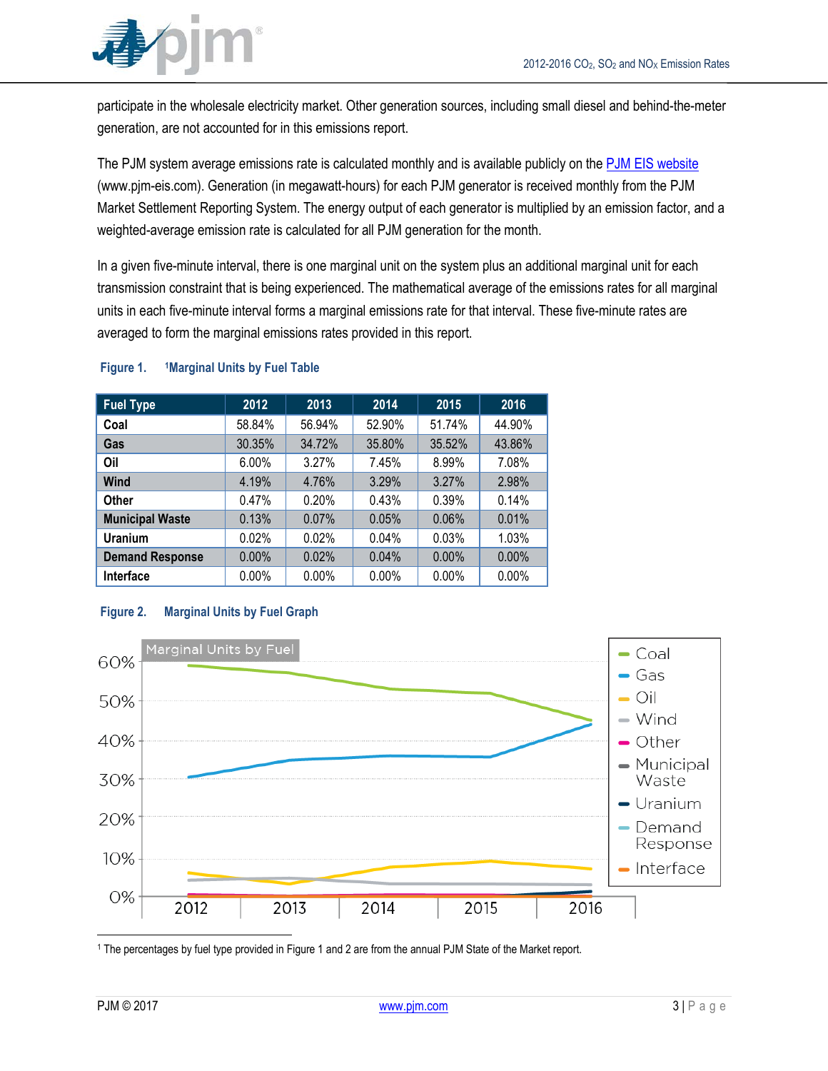participate in the wholesale electricity market. Other generation sources, including small diesel and behind-the-meter generation, are not accounted for in this emissions report.

The PJM system average emissions rate is calculated monthly and is available publicly on the PJM EIS website (www.pjm-eis.com). Generation (in megawatt-hours) for each PJM generator is received monthly from the PJM Market Settlement Reporting System. The energy output of each generator is multiplied by an emission factor, and a weighted-average emission rate is calculated for all PJM generation for the month.

In a given five-minute interval, there is one marginal unit on the system plus an additional marginal unit for each transmission constraint that is being experienced. The mathematical average of the emissions rates for all marginal units in each five-minute interval forms a marginal emissions rate for that interval. These five-minute rates are averaged to form the marginal emissions rates provided in this report.

**Figure 1.** [1]**Marginal Units by Fuel Table**

| Fuel Type | 2012 | 2013 | 2014 | 2015 | 2016 |
|---|---|---|---|---|---|
| Coal | 58.84% | 56.94% | 52.90% | 51.74% | 44.90% |
| Gas | 30.35% | 34.72% | 35.80% | 35.52% | 43.86% |
| Oil | 6.00% | 3.27% | 7.45% | 8.99% | 7.08% |
| Wind | 4.19% | 4.76% | 3.29% | 3.27% | 2.98% |
| Other | 0.47% | 0.20% | 0.43% | 0.39% | 0.14% |
| Municipal Waste | 0.13% | 0.07% | 0.05% | 0.06% | 0.01% |
| Uranium | 0.02% | 0.02% | 0.04% | 0.03% | 1.03% |
| Demand Response | 0.00% | 0.02% | 0.04% | 0.00% | 0.00% |
| Interface | 0.00% | 0.00% | 0.00% | 0.00% | 0.00% |

**Figure 2. Marginal Units by Fuel Graph**

[1] The percentages by fuel type provided in Figure 1 and 2 are from the annual PJM State of the Market report.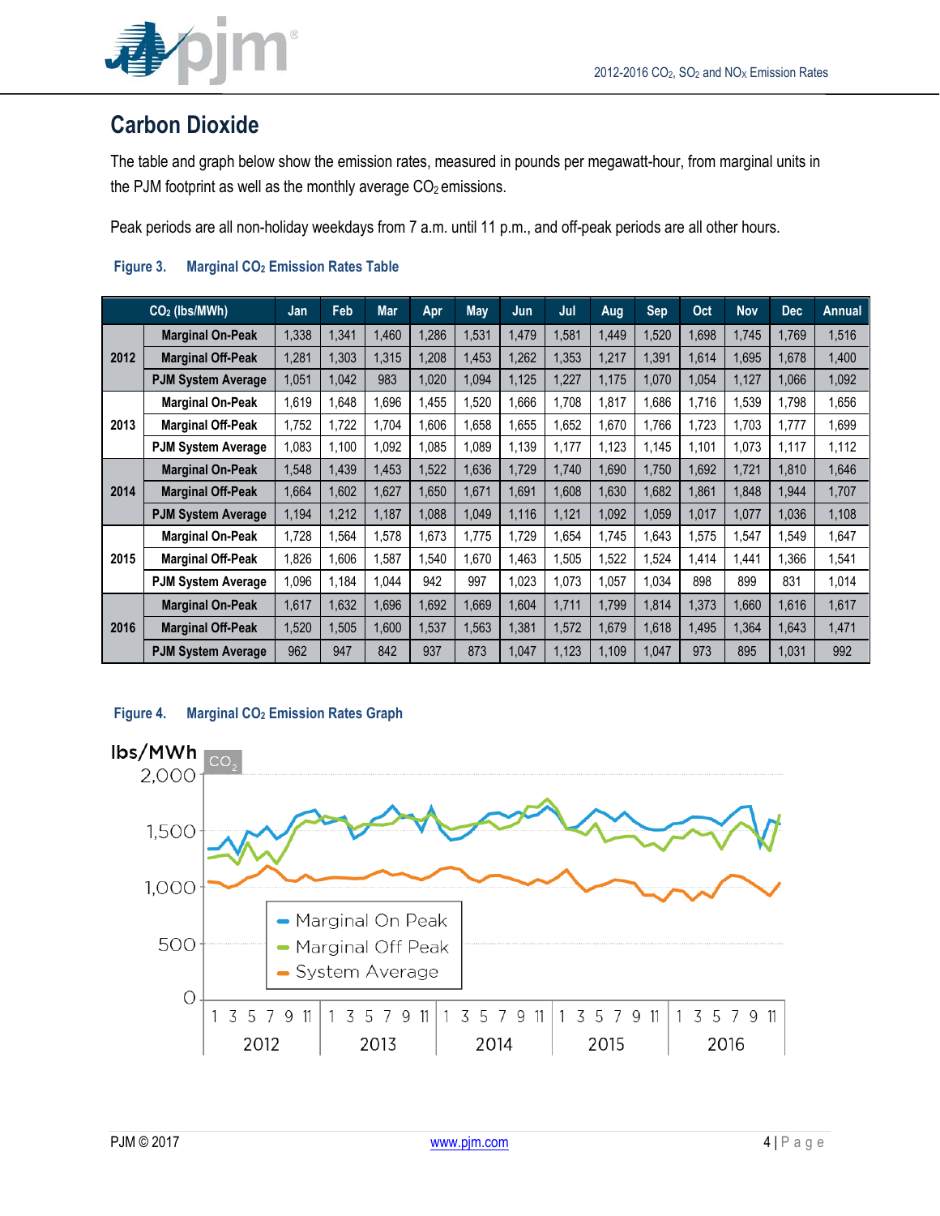## Carbon Dioxide

The table and graph below show the emission rates, measured in pounds per megawatt-hour, from marginal units in the PJM footprint as well as the monthly average $CO_2$ emissions.

Peak periods are all non-holiday weekdays from 7 a.m. until 11 p.m., and off-peak periods are all other hours.

**Figure 3. Marginal $CO_2$ Emission Rates Table**

| | $CO_2$ (lbs/MWh) | Jan | Feb | Mar | Apr | May | Jun | Jul | Aug | Sep | Oct | Nov | Dec | Annual |
|---|---|---|---|---|---|---|---|---|---|---|---|---|---|---|
| 2012 | Marginal On-Peak | 1,338 | 1,341 | 1,460 | 1,286 | 1,531 | 1,479 | 1,581 | 1,449 | 1,520 | 1,698 | 1,745 | 1,769 | 1,516 |
| | Marginal Off-Peak | 1,281 | 1,303 | 1,315 | 1,208 | 1,453 | 1,262 | 1,353 | 1,217 | 1,391 | 1,614 | 1,695 | 1,678 | 1,400 |
| | PJM System Average | 1,051 | 1,042 | 983 | 1,020 | 1,094 | 1,125 | 1,227 | 1,175 | 1,070 | 1,054 | 1,127 | 1,066 | 1,092 |
| 2013 | Marginal On-Peak | 1,619 | 1,648 | 1,696 | 1,455 | 1,520 | 1,666 | 1,708 | 1,817 | 1,686 | 1,716 | 1,539 | 1,798 | 1,656 |
| | Marginal Off-Peak | 1,752 | 1,722 | 1,704 | 1,606 | 1,658 | 1,655 | 1,652 | 1,670 | 1,766 | 1,723 | 1,703 | 1,777 | 1,699 |
| | PJM System Average | 1,083 | 1,100 | 1,092 | 1,085 | 1,089 | 1,139 | 1,177 | 1,123 | 1,145 | 1,101 | 1,073 | 1,117 | 1,112 |
| 2014 | Marginal On-Peak | 1,548 | 1,439 | 1,453 | 1,522 | 1,636 | 1,729 | 1,740 | 1,690 | 1,750 | 1,692 | 1,721 | 1,810 | 1,646 |
| | Marginal Off-Peak | 1,664 | 1,602 | 1,627 | 1,650 | 1,671 | 1,691 | 1,608 | 1,630 | 1,682 | 1,861 | 1,848 | 1,944 | 1,707 |
| | PJM System Average | 1,194 | 1,212 | 1,187 | 1,088 | 1,049 | 1,116 | 1,121 | 1,092 | 1,059 | 1,017 | 1,077 | 1,036 | 1,108 |
| 2015 | Marginal On-Peak | 1,728 | 1,564 | 1,578 | 1,673 | 1,775 | 1,729 | 1,654 | 1,745 | 1,643 | 1,575 | 1,547 | 1,549 | 1,647 |
| | Marginal Off-Peak | 1,826 | 1,606 | 1,587 | 1,540 | 1,670 | 1,463 | 1,505 | 1,522 | 1,524 | 1,414 | 1,441 | 1,366 | 1,541 |
| | PJM System Average | 1,096 | 1,184 | 1,044 | 942 | 997 | 1,023 | 1,073 | 1,057 | 1,034 | 898 | 899 | 831 | 1,014 |
| 2016 | Marginal On-Peak | 1,617 | 1,632 | 1,696 | 1,692 | 1,669 | 1,604 | 1,711 | 1,799 | 1,814 | 1,373 | 1,660 | 1,616 | 1,617 |
| | Marginal Off-Peak | 1,520 | 1,505 | 1,600 | 1,537 | 1,563 | 1,381 | 1,572 | 1,679 | 1,618 | 1,495 | 1,364 | 1,643 | 1,471 |
| | PJM System Average | 962 | 947 | 842 | 937 | 873 | 1,047 | 1,123 | 1,109 | 1,047 | 973 | 895 | 1,031 | 992 |

**Figure 4. Marginal $CO_2$ Emission Rates Graph**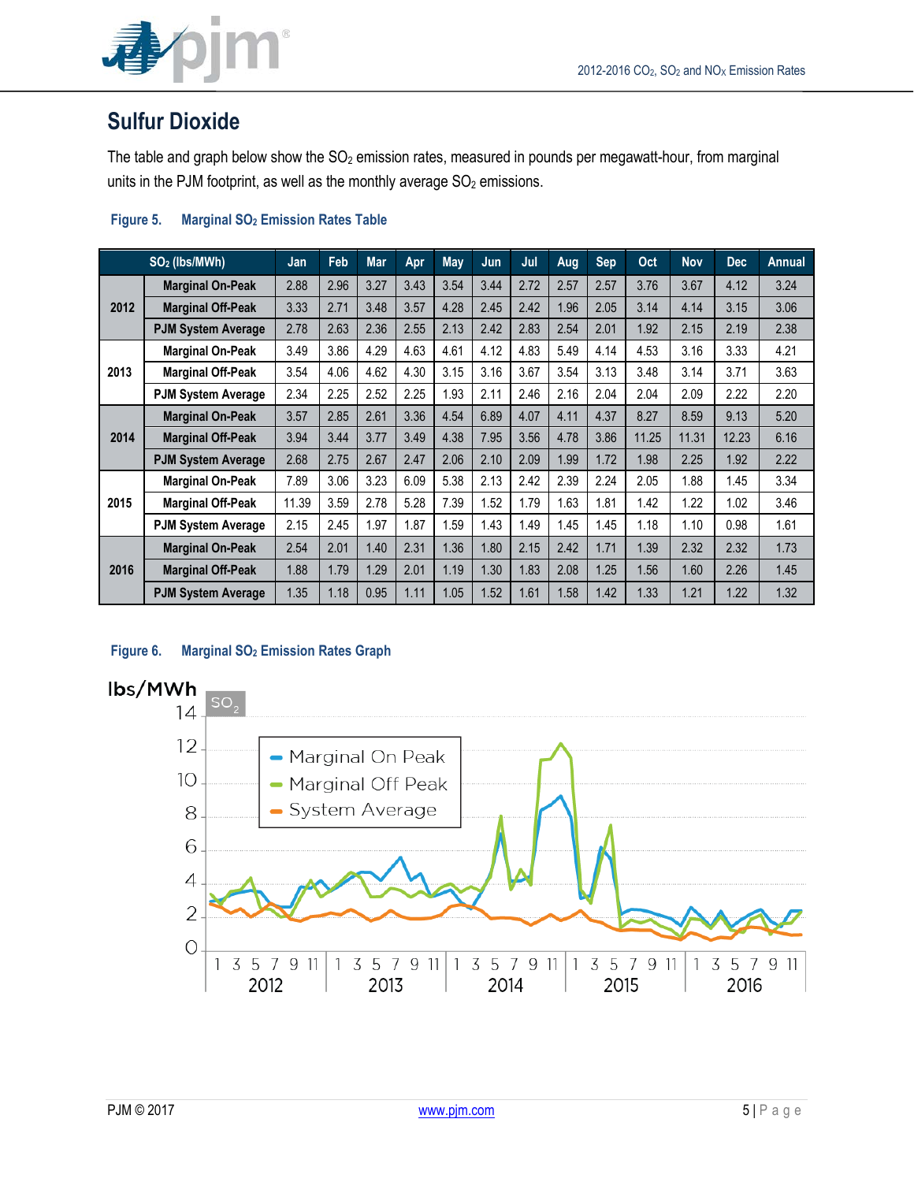## Sulfur Dioxide

The table and graph below show the $SO_2$ emission rates, measured in pounds per megawatt-hour, from marginal units in the PJM footprint, as well as the monthly average $SO_2$ emissions.

**Figure 5. Marginal $SO_2$ Emission Rates Table**

| | $SO_2$ (lbs/MWh) | Jan | Feb | Mar | Apr | May | Jun | Jul | Aug | Sep | Oct | Nov | Dec | Annual |
|---|---|---|---|---|---|---|---|---|---|---|---|---|---|---|
| 2012 | Marginal On-Peak | 2.88 | 2.96 | 3.27 | 3.43 | 3.54 | 3.44 | 2.72 | 2.57 | 2.57 | 3.76 | 3.67 | 4.12 | 3.24 |
| | Marginal Off-Peak | 3.33 | 2.71 | 3.48 | 3.57 | 4.28 | 2.45 | 2.42 | 1.96 | 2.05 | 3.14 | 4.14 | 3.15 | 3.06 |
| | PJM System Average | 2.78 | 2.63 | 2.36 | 2.55 | 2.13 | 2.42 | 2.83 | 2.54 | 2.01 | 1.92 | 2.15 | 2.19 | 2.38 |
| 2013 | Marginal On-Peak | 3.49 | 3.86 | 4.29 | 4.63 | 4.61 | 4.12 | 4.83 | 5.49 | 4.14 | 4.53 | 3.16 | 3.33 | 4.21 |
| | Marginal Off-Peak | 3.54 | 4.06 | 4.62 | 4.30 | 3.15 | 3.16 | 3.67 | 3.54 | 3.13 | 3.48 | 3.14 | 3.71 | 3.63 |
| | PJM System Average | 2.34 | 2.25 | 2.52 | 2.25 | 1.93 | 2.11 | 2.46 | 2.16 | 2.04 | 2.04 | 2.09 | 2.22 | 2.20 |
| 2014 | Marginal On-Peak | 3.57 | 2.85 | 2.61 | 3.36 | 4.54 | 6.89 | 4.07 | 4.11 | 4.37 | 8.27 | 8.59 | 9.13 | 5.20 |
| | Marginal Off-Peak | 3.94 | 3.44 | 3.77 | 3.49 | 4.38 | 7.95 | 3.56 | 4.78 | 3.86 | 11.25 | 11.31 | 12.23 | 6.16 |
| | PJM System Average | 2.68 | 2.75 | 2.67 | 2.47 | 2.06 | 2.10 | 2.09 | 1.99 | 1.72 | 1.98 | 2.25 | 1.92 | 2.22 |
| 2015 | Marginal On-Peak | 7.89 | 3.06 | 3.23 | 6.09 | 5.38 | 2.13 | 2.42 | 2.39 | 2.24 | 2.05 | 1.88 | 1.45 | 3.34 |
| | Marginal Off-Peak | 11.39 | 3.59 | 2.78 | 5.28 | 7.39 | 1.52 | 1.79 | 1.63 | 1.81 | 1.42 | 1.22 | 1.02 | 3.46 |
| | PJM System Average | 2.15 | 2.45 | 1.97 | 1.87 | 1.59 | 1.43 | 1.49 | 1.45 | 1.45 | 1.18 | 1.10 | 0.98 | 1.61 |
| 2016 | Marginal On-Peak | 2.54 | 2.01 | 1.40 | 2.31 | 1.36 | 1.80 | 2.15 | 2.42 | 1.71 | 1.39 | 2.32 | 2.32 | 1.73 |
| | Marginal Off-Peak | 1.88 | 1.79 | 1.29 | 2.01 | 1.19 | 1.30 | 1.83 | 2.08 | 1.25 | 1.56 | 1.60 | 2.26 | 1.45 |
| | PJM System Average | 1.35 | 1.18 | 0.95 | 1.11 | 1.05 | 1.52 | 1.61 | 1.58 | 1.42 | 1.33 | 1.21 | 1.22 | 1.32 |

**Figure 6. Marginal $SO_2$ Emission Rates Graph**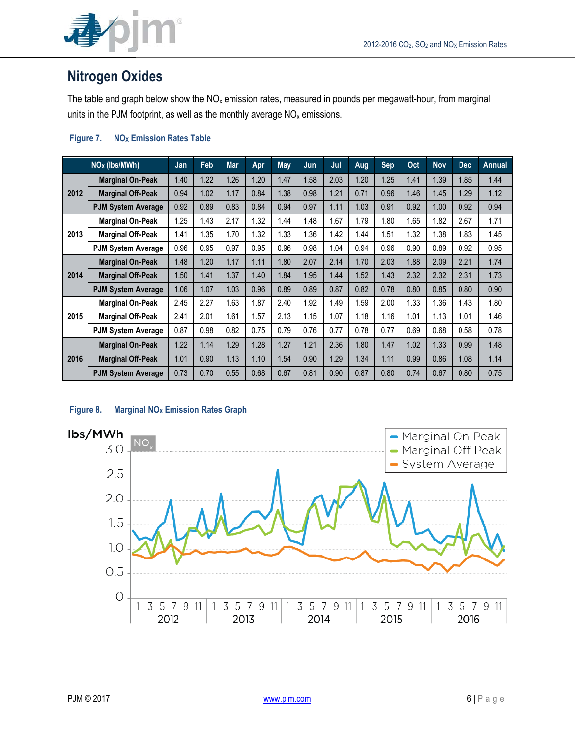## Nitrogen Oxides

The table and graph below show the $NO_x$ emission rates, measured in pounds per megawatt-hour, from marginal units in the PJM footprint, as well as the monthly average $NO_x$ emissions.

**Figure 7. $NO_X$ Emission Rates Table**

| | $NO_X$ (lbs/MWh) | Jan | Feb | Mar | Apr | May | Jun | Jul | Aug | Sep | Oct | Nov | Dec | Annual |
|---|---|---|---|---|---|---|---|---|---|---|---|---|---|---|
| 2012 | Marginal On-Peak | 1.40 | 1.22 | 1.26 | 1.20 | 1.47 | 1.58 | 2.03 | 1.20 | 1.25 | 1.41 | 1.39 | 1.85 | 1.44 |
| | Marginal Off-Peak | 0.94 | 1.02 | 1.17 | 0.84 | 1.38 | 0.98 | 1.21 | 0.71 | 0.96 | 1.46 | 1.45 | 1.29 | 1.12 |
| | PJM System Average | 0.92 | 0.89 | 0.83 | 0.84 | 0.94 | 0.97 | 1.11 | 1.03 | 0.91 | 0.92 | 1.00 | 0.92 | 0.94 |
| 2013 | Marginal On-Peak | 1.25 | 1.43 | 2.17 | 1.32 | 1.44 | 1.48 | 1.67 | 1.79 | 1.80 | 1.65 | 1.82 | 2.67 | 1.71 |
| | Marginal Off-Peak | 1.41 | 1.35 | 1.70 | 1.32 | 1.33 | 1.36 | 1.42 | 1.44 | 1.51 | 1.32 | 1.38 | 1.83 | 1.45 |
| | PJM System Average | 0.96 | 0.95 | 0.97 | 0.95 | 0.96 | 0.98 | 1.04 | 0.94 | 0.96 | 0.90 | 0.89 | 0.92 | 0.95 |
| 2014 | Marginal On-Peak | 1.48 | 1.20 | 1.17 | 1.11 | 1.80 | 2.07 | 2.14 | 1.70 | 2.03 | 1.88 | 2.09 | 2.21 | 1.74 |
| | Marginal Off-Peak | 1.50 | 1.41 | 1.37 | 1.40 | 1.84 | 1.95 | 1.44 | 1.52 | 1.43 | 2.32 | 2.32 | 2.31 | 1.73 |
| | PJM System Average | 1.06 | 1.07 | 1.03 | 0.96 | 0.89 | 0.89 | 0.87 | 0.82 | 0.78 | 0.80 | 0.85 | 0.80 | 0.90 |
| 2015 | Marginal On-Peak | 2.45 | 2.27 | 1.63 | 1.87 | 2.40 | 1.92 | 1.49 | 1.59 | 2.00 | 1.33 | 1.36 | 1.43 | 1.80 |
| | Marginal Off-Peak | 2.41 | 2.01 | 1.61 | 1.57 | 2.13 | 1.15 | 1.07 | 1.18 | 1.16 | 1.01 | 1.13 | 1.01 | 1.46 |
| | PJM System Average | 0.87 | 0.98 | 0.82 | 0.75 | 0.79 | 0.76 | 0.77 | 0.78 | 0.77 | 0.69 | 0.68 | 0.58 | 0.78 |
| 2016 | Marginal On-Peak | 1.22 | 1.14 | 1.29 | 1.28 | 1.27 | 1.21 | 2.36 | 1.80 | 1.47 | 1.02 | 1.33 | 0.99 | 1.48 |
| | Marginal Off-Peak | 1.01 | 0.90 | 1.13 | 1.10 | 1.54 | 0.90 | 1.29 | 1.34 | 1.11 | 0.99 | 0.86 | 1.08 | 1.14 |
| | PJM System Average | 0.73 | 0.70 | 0.55 | 0.68 | 0.67 | 0.81 | 0.90 | 0.87 | 0.80 | 0.74 | 0.67 | 0.80 | 0.75 |

**Figure 8. Marginal $NO_X$ Emission Rates Graph**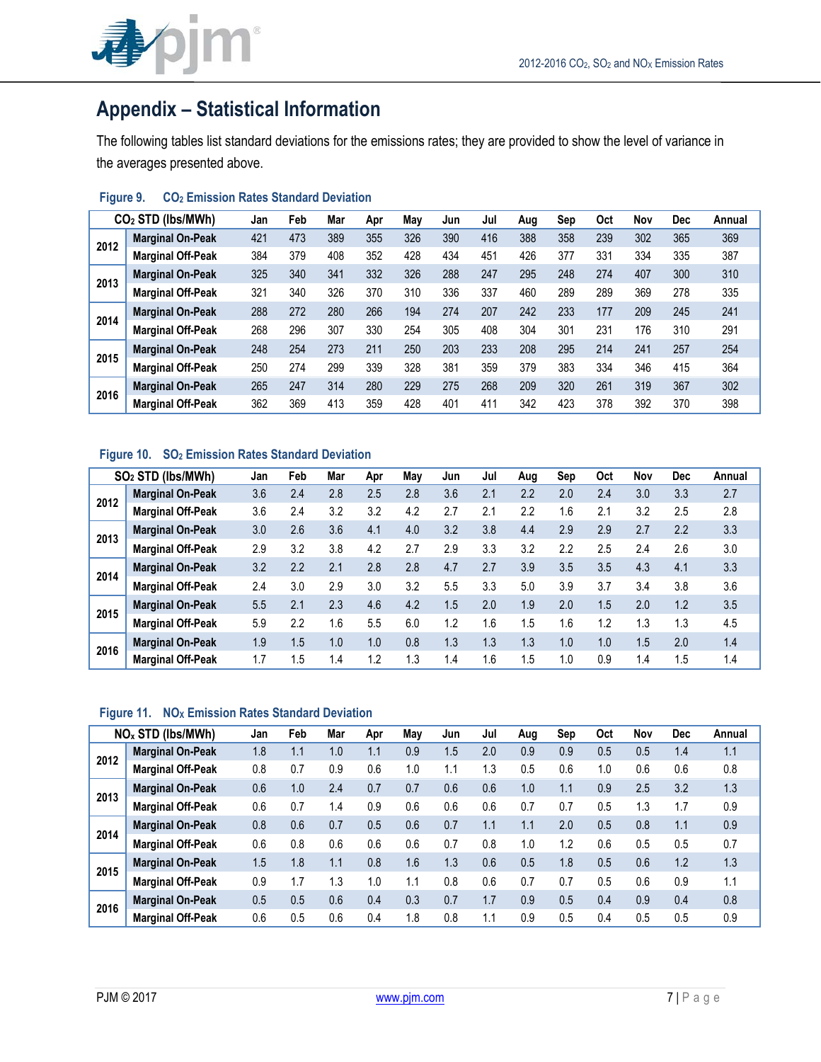# Appendix – Statistical Information

The following tables list standard deviations for the emissions rates; they are provided to show the level of variance in the averages presented above.

**Figure 9. $CO_2$ Emission Rates Standard Deviation**

| $CO_2$ STD (lbs/MWh) | | Jan | Feb | Mar | Apr | May | Jun | Jul | Aug | Sep | Oct | Nov | Dec | Annual |
|---|---|---|---|---|---|---|---|---|---|---|---|---|---|---|
| 2012 | **Marginal On-Peak** | 421 | 473 | 389 | 355 | 326 | 390 | 416 | 388 | 358 | 239 | 302 | 365 | 369 |
| | **Marginal Off-Peak** | 384 | 379 | 408 | 352 | 428 | 434 | 451 | 426 | 377 | 331 | 334 | 335 | 387 |
| 2013 | **Marginal On-Peak** | 325 | 340 | 341 | 332 | 326 | 288 | 247 | 295 | 248 | 274 | 407 | 300 | 310 |
| | **Marginal Off-Peak** | 321 | 340 | 326 | 370 | 310 | 336 | 337 | 460 | 289 | 289 | 369 | 278 | 335 |
| 2014 | **Marginal On-Peak** | 288 | 272 | 280 | 266 | 194 | 274 | 207 | 242 | 233 | 177 | 209 | 245 | 241 |
| | **Marginal Off-Peak** | 268 | 296 | 307 | 330 | 254 | 305 | 408 | 304 | 301 | 231 | 176 | 310 | 291 |
| 2015 | **Marginal On-Peak** | 248 | 254 | 273 | 211 | 250 | 203 | 233 | 208 | 295 | 214 | 241 | 257 | 254 |
| | **Marginal Off-Peak** | 250 | 274 | 299 | 339 | 328 | 381 | 359 | 379 | 383 | 334 | 346 | 415 | 364 |
| 2016 | **Marginal On-Peak** | 265 | 247 | 314 | 280 | 229 | 275 | 268 | 209 | 320 | 261 | 319 | 367 | 302 |
| | **Marginal Off-Peak** | 362 | 369 | 413 | 359 | 428 | 401 | 411 | 342 | 423 | 378 | 392 | 370 | 398 |

**Figure 10. $SO_2$ Emission Rates Standard Deviation**

| $SO_2$ STD (lbs/MWh) | | Jan | Feb | Mar | Apr | May | Jun | Jul | Aug | Sep | Oct | Nov | Dec | Annual |
|---|---|---|---|---|---|---|---|---|---|---|---|---|---|---|
| 2012 | **Marginal On-Peak** | 3.6 | 2.4 | 2.8 | 2.5 | 2.8 | 3.6 | 2.1 | 2.2 | 2.0 | 2.4 | 3.0 | 3.3 | 2.7 |
| | **Marginal Off-Peak** | 3.6 | 2.4 | 3.2 | 3.2 | 4.2 | 2.7 | 2.1 | 2.2 | 1.6 | 2.1 | 3.2 | 2.5 | 2.8 |
| 2013 | **Marginal On-Peak** | 3.0 | 2.6 | 3.6 | 4.1 | 4.0 | 3.2 | 3.8 | 4.4 | 2.9 | 2.9 | 2.7 | 2.2 | 3.3 |
| | **Marginal Off-Peak** | 2.9 | 3.2 | 3.8 | 4.2 | 2.7 | 2.9 | 3.3 | 3.2 | 2.2 | 2.5 | 2.4 | 2.6 | 3.0 |
| 2014 | **Marginal On-Peak** | 3.2 | 2.2 | 2.1 | 2.8 | 2.8 | 4.7 | 2.7 | 3.9 | 3.5 | 3.5 | 4.3 | 4.1 | 3.3 |
| | **Marginal Off-Peak** | 2.4 | 3.0 | 2.9 | 3.0 | 3.2 | 5.5 | 3.3 | 5.0 | 3.9 | 3.7 | 3.4 | 3.8 | 3.6 |
| 2015 | **Marginal On-Peak** | 5.5 | 2.1 | 2.3 | 4.6 | 4.2 | 1.5 | 2.0 | 1.9 | 2.0 | 1.5 | 2.0 | 1.2 | 3.5 |
| | **Marginal Off-Peak** | 5.9 | 2.2 | 1.6 | 5.5 | 6.0 | 1.2 | 1.6 | 1.5 | 1.6 | 1.2 | 1.3 | 1.3 | 4.5 |
| 2016 | **Marginal On-Peak** | 1.9 | 1.5 | 1.0 | 1.0 | 0.8 | 1.3 | 1.3 | 1.3 | 1.0 | 1.0 | 1.5 | 2.0 | 1.4 |
| | **Marginal Off-Peak** | 1.7 | 1.5 | 1.4 | 1.2 | 1.3 | 1.4 | 1.6 | 1.5 | 1.0 | 0.9 | 1.4 | 1.5 | 1.4 |

**Figure 11. $NO_x$ Emission Rates Standard Deviation**

| $NO_x$ STD (lbs/MWh) | | Jan | Feb | Mar | Apr | May | Jun | Jul | Aug | Sep | Oct | Nov | Dec | Annual |
|---|---|---|---|---|---|---|---|---|---|---|---|---|---|---|
| 2012 | **Marginal On-Peak** | 1.8 | 1.1 | 1.0 | 1.1 | 0.9 | 1.5 | 2.0 | 0.9 | 0.9 | 0.5 | 0.5 | 1.4 | 1.1 |
| | **Marginal Off-Peak** | 0.8 | 0.7 | 0.9 | 0.6 | 1.0 | 1.1 | 1.3 | 0.5 | 0.6 | 1.0 | 0.6 | 0.6 | 0.8 |
| 2013 | **Marginal On-Peak** | 0.6 | 1.0 | 2.4 | 0.7 | 0.7 | 0.6 | 0.6 | 1.0 | 1.1 | 0.9 | 2.5 | 3.2 | 1.3 |
| | **Marginal Off-Peak** | 0.6 | 0.7 | 1.4 | 0.9 | 0.6 | 0.6 | 0.6 | 0.7 | 0.7 | 0.5 | 1.3 | 1.7 | 0.9 |
| 2014 | **Marginal On-Peak** | 0.8 | 0.6 | 0.7 | 0.5 | 0.6 | 0.7 | 1.1 | 1.1 | 2.0 | 0.5 | 0.8 | 1.1 | 0.9 |
| | **Marginal Off-Peak** | 0.6 | 0.8 | 0.6 | 0.6 | 0.6 | 0.7 | 0.8 | 1.0 | 1.2 | 0.6 | 0.5 | 0.5 | 0.7 |
| 2015 | **Marginal On-Peak** | 1.5 | 1.8 | 1.1 | 0.8 | 1.6 | 1.3 | 0.6 | 0.5 | 1.8 | 0.5 | 0.6 | 1.2 | 1.3 |
| | **Marginal Off-Peak** | 0.9 | 1.7 | 1.3 | 1.0 | 1.1 | 0.8 | 0.6 | 0.7 | 0.7 | 0.5 | 0.6 | 0.9 | 1.1 |
| 2016 | **Marginal On-Peak** | 0.5 | 0.5 | 0.6 | 0.4 | 0.3 | 0.7 | 1.7 | 0.9 | 0.5 | 0.4 | 0.9 | 0.4 | 0.8 |
| | **Marginal Off-Peak** | 0.6 | 0.5 | 0.6 | 0.4 | 1.8 | 0.8 | 1.1 | 0.9 | 0.5 | 0.4 | 0.5 | 0.5 | 0.9 |